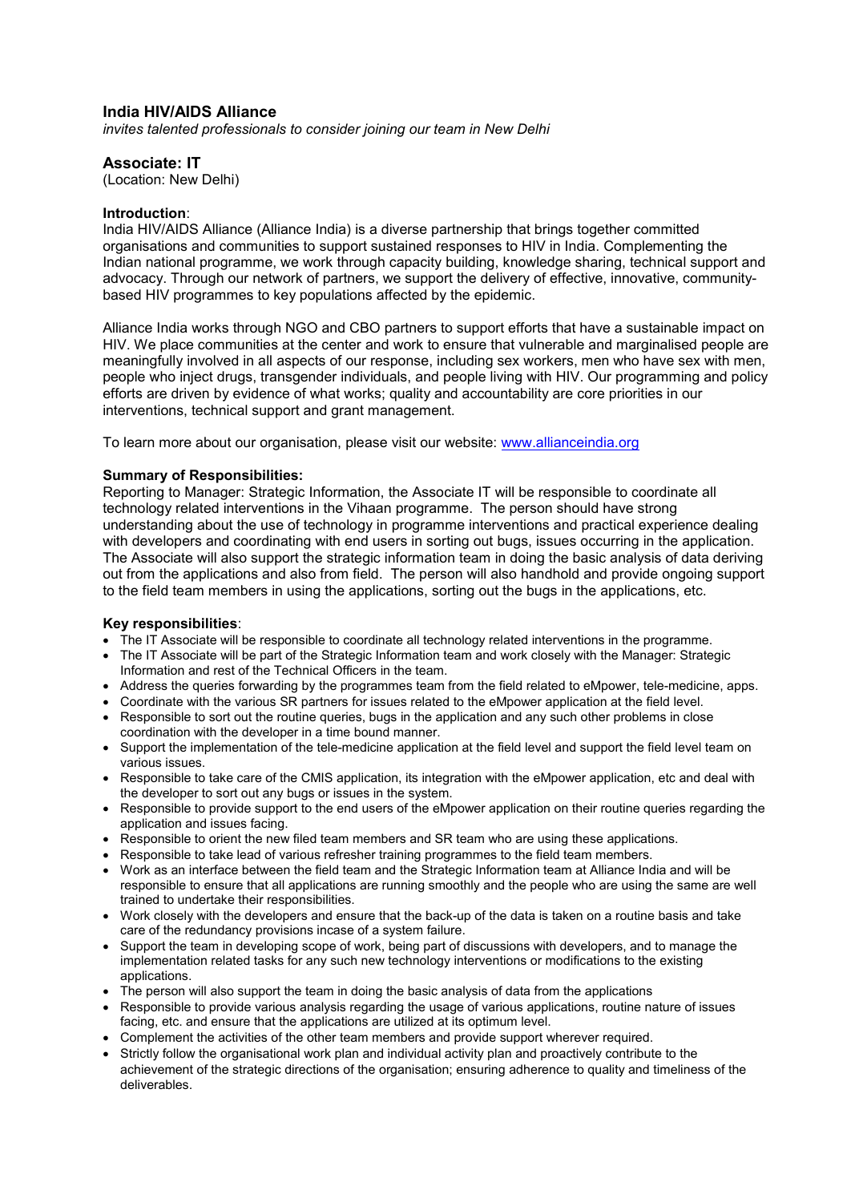## India HIV/AIDS Alliance

*invites talented professionals to consider joining our team in New Delhi*

### Associate: IT

(Location: New Delhi)

**Introduction**:
India HIV/AIDS Alliance (Alliance India) is a diverse partnership that brings together committed organisations and communities to support sustained responses to HIV in India. Complementing the Indian national programme, we work through capacity building, knowledge sharing, technical support and advocacy. Through our network of partners, we support the delivery of effective, innovative, community-based HIV programmes to key populations affected by the epidemic.

Alliance India works through NGO and CBO partners to support efforts that have a sustainable impact on HIV. We place communities at the center and work to ensure that vulnerable and marginalised people are meaningfully involved in all aspects of our response, including sex workers, men who have sex with men, people who inject drugs, transgender individuals, and people living with HIV. Our programming and policy efforts are driven by evidence of what works; quality and accountability are core priorities in our interventions, technical support and grant management.

To learn more about our organisation, please visit our website: [www.allianceindia.org](http://www.allianceindia.org)

**Summary of Responsibilities:**
Reporting to Manager: Strategic Information, the Associate IT will be responsible to coordinate all technology related interventions in the Vihaan programme. The person should have strong understanding about the use of technology in programme interventions and practical experience dealing with developers and coordinating with end users in sorting out bugs, issues occurring in the application. The Associate will also support the strategic information team in doing the basic analysis of data deriving out from the applications and also from field. The person will also handhold and provide ongoing support to the field team members in using the applications, sorting out the bugs in the applications, etc.

**Key responsibilities**:

- The IT Associate will be responsible to coordinate all technology related interventions in the programme.
- The IT Associate will be part of the Strategic Information team and work closely with the Manager: Strategic Information and rest of the Technical Officers in the team.
- Address the queries forwarding by the programmes team from the field related to eMpower, tele-medicine, apps.
- Coordinate with the various SR partners for issues related to the eMpower application at the field level.
- Responsible to sort out the routine queries, bugs in the application and any such other problems in close coordination with the developer in a time bound manner.
- Support the implementation of the tele-medicine application at the field level and support the field level team on various issues.
- Responsible to take care of the CMIS application, its integration with the eMpower application, etc and deal with the developer to sort out any bugs or issues in the system.
- Responsible to provide support to the end users of the eMpower application on their routine queries regarding the application and issues facing.
- Responsible to orient the new filed team members and SR team who are using these applications.
- Responsible to take lead of various refresher training programmes to the field team members.
- Work as an interface between the field team and the Strategic Information team at Alliance India and will be responsible to ensure that all applications are running smoothly and the people who are using the same are well trained to undertake their responsibilities.
- Work closely with the developers and ensure that the back-up of the data is taken on a routine basis and take care of the redundancy provisions incase of a system failure.
- Support the team in developing scope of work, being part of discussions with developers, and to manage the implementation related tasks for any such new technology interventions or modifications to the existing applications.
- The person will also support the team in doing the basic analysis of data from the applications
- Responsible to provide various analysis regarding the usage of various applications, routine nature of issues facing, etc. and ensure that the applications are utilized at its optimum level.
- Complement the activities of the other team members and provide support wherever required.
- Strictly follow the organisational work plan and individual activity plan and proactively contribute to the achievement of the strategic directions of the organisation; ensuring adherence to quality and timeliness of the deliverables.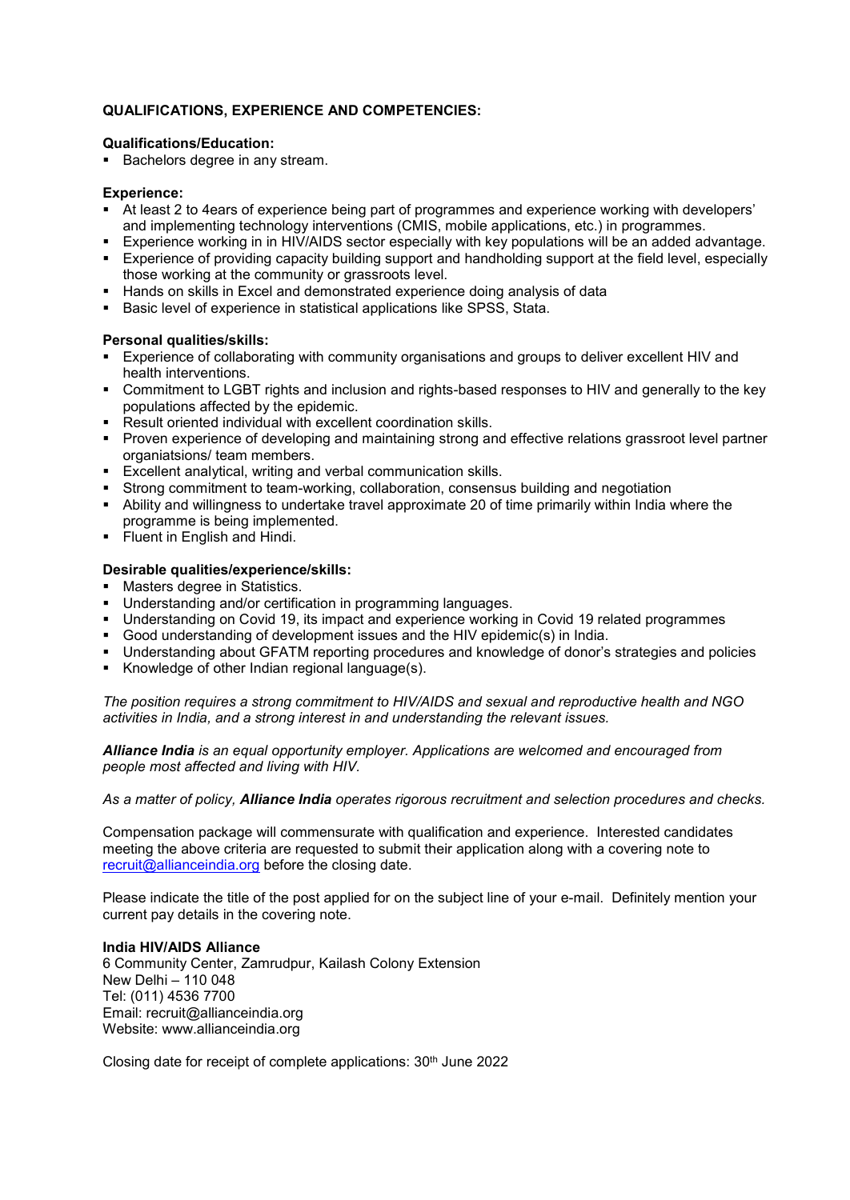**QUALIFICATIONS, EXPERIENCE AND COMPETENCIES:**

**Qualifications/Education:**

- Bachelors degree in any stream.

**Experience:**

- At least 2 to 4ears of experience being part of programmes and experience working with developers' and implementing technology interventions (CMIS, mobile applications, etc.) in programmes.
- Experience working in in HIV/AIDS sector especially with key populations will be an added advantage.
- Experience of providing capacity building support and handholding support at the field level, especially those working at the community or grassroots level.
- Hands on skills in Excel and demonstrated experience doing analysis of data
- Basic level of experience in statistical applications like SPSS, Stata.

**Personal qualities/skills:**

- Experience of collaborating with community organisations and groups to deliver excellent HIV and health interventions.
- Commitment to LGBT rights and inclusion and rights-based responses to HIV and generally to the key populations affected by the epidemic.
- Result oriented individual with excellent coordination skills.
- Proven experience of developing and maintaining strong and effective relations grassroot level partner organiatsions/ team members.
- Excellent analytical, writing and verbal communication skills.
- Strong commitment to team-working, collaboration, consensus building and negotiation
- Ability and willingness to undertake travel approximate 20 of time primarily within India where the programme is being implemented.
- Fluent in English and Hindi.

**Desirable qualities/experience/skills:**

- Masters degree in Statistics.
- Understanding and/or certification in programming languages.
- Understanding on Covid 19, its impact and experience working in Covid 19 related programmes
- Good understanding of development issues and the HIV epidemic(s) in India.
- Understanding about GFATM reporting procedures and knowledge of donor's strategies and policies
- Knowledge of other Indian regional language(s).

*The position requires a strong commitment to HIV/AIDS and sexual and reproductive health and NGO activities in India, and a strong interest in and understanding the relevant issues.*

***Alliance India** is an equal opportunity employer. Applications are welcomed and encouraged from people most affected and living with HIV.*

*As a matter of policy, **Alliance India** operates rigorous recruitment and selection procedures and checks.*

Compensation package will commensurate with qualification and experience. Interested candidates meeting the above criteria are requested to submit their application along with a covering note to recruit@allianceindia.org before the closing date.

Please indicate the title of the post applied for on the subject line of your e-mail. Definitely mention your current pay details in the covering note.

**India HIV/AIDS Alliance**
6 Community Center, Zamrudpur, Kailash Colony Extension
New Delhi – 110 048
Tel: (011) 4536 7700
Email: recruit@allianceindia.org
Website: www.allianceindia.org

Closing date for receipt of complete applications: 30th June 2022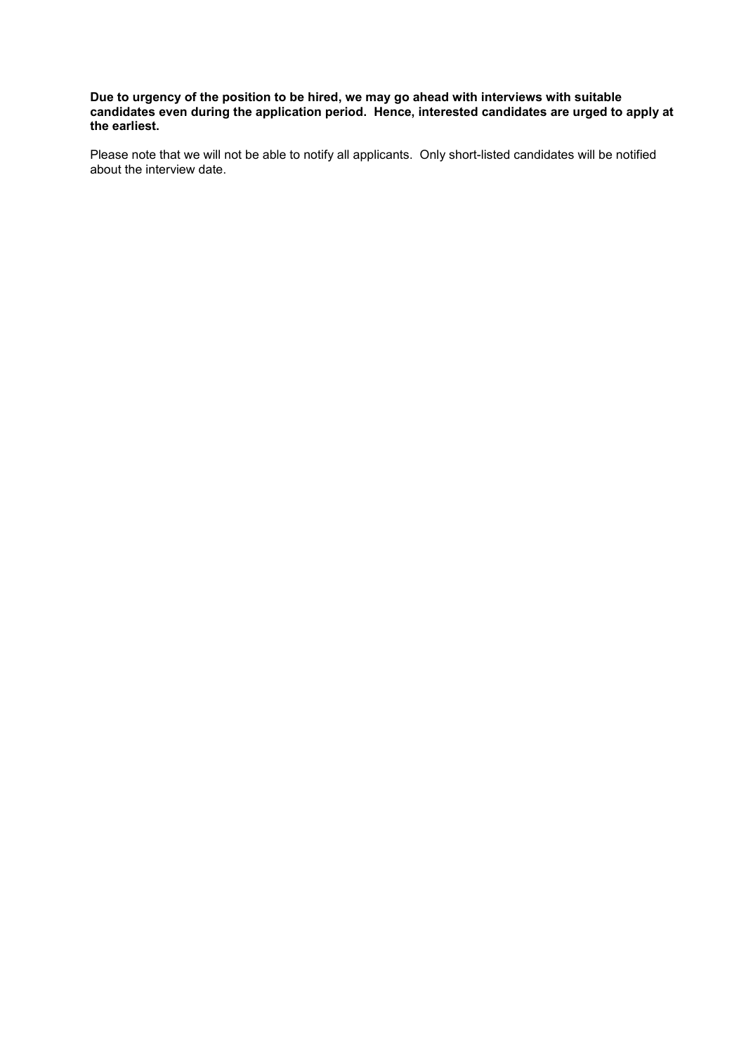**Due to urgency of the position to be hired, we may go ahead with interviews with suitable candidates even during the application period. Hence, interested candidates are urged to apply at the earliest.**

Please note that we will not be able to notify all applicants. Only short-listed candidates will be notified about the interview date.